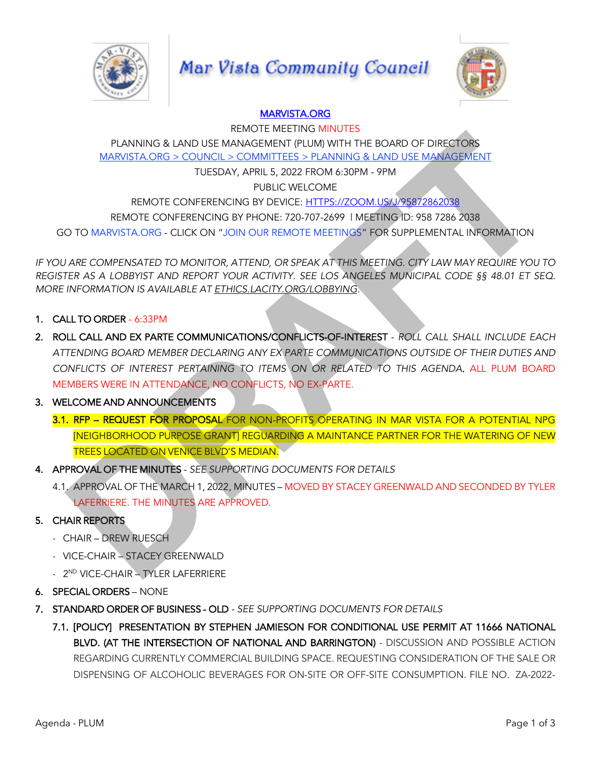# Mar Vista Community Council

MARVISTA.ORG

REMOTE MEETING MINUTES

PLANNING & LAND USE MANAGEMENT (PLUM) WITH THE BOARD OF DIRECTORS

MARVISTA.ORG > COUNCIL > COMMITTEES > PLANNING & LAND USE MANAGEMENT

TUESDAY, APRIL 5, 2022 FROM 6:30PM - 9PM

PUBLIC WELCOME

REMOTE CONFERENCING BY DEVICE: HTTPS://ZOOM.US/J/95872862038

REMOTE CONFERENCING BY PHONE: 720-707-2699 | MEETING ID: 958 7286 2038

GO TO MARVISTA.ORG - CLICK ON "JOIN OUR REMOTE MEETINGS" FOR SUPPLEMENTAL INFORMATION

*IF YOU ARE COMPENSATED TO MONITOR, ATTEND, OR SPEAK AT THIS MEETING. CITY LAW MAY REQUIRE YOU TO REGISTER AS A LOBBYIST AND REPORT YOUR ACTIVITY. SEE LOS ANGELES MUNICIPAL CODE §§ 48.01 ET SEQ. MORE INFORMATION IS AVAILABLE AT ETHICS.LACITY.ORG/LOBBYING.*

1. **CALL TO ORDER** - 6:33PM
2. **ROLL CALL AND EX PARTE COMMUNICATIONS/CONFLICTS-OF-INTEREST** - *ROLL CALL SHALL INCLUDE EACH ATTENDING BOARD MEMBER DECLARING ANY EX PARTE COMMUNICATIONS OUTSIDE OF THEIR DUTIES AND CONFLICTS OF INTEREST PERTAINING TO ITEMS ON OR RELATED TO THIS AGENDA.* ALL PLUM BOARD MEMBERS WERE IN ATTENDANCE, NO CONFLICTS, NO EX-PARTE.
3. **WELCOME AND ANNOUNCEMENTS**
   - 3.1. **RFP – REQUEST FOR PROPOSAL** FOR NON-PROFITS OPERATING IN MAR VISTA FOR A POTENTIAL NPG [NEIGHBORHOOD PURPOSE GRANT] REGUARDING A MAINTANCE PARTNER FOR THE WATERING OF NEW TREES LOCATED ON VENICE BLVD'S MEDIAN.
4. **APPROVAL OF THE MINUTES** - *SEE SUPPORTING DOCUMENTS FOR DETAILS*
   - 4.1. APPROVAL OF THE MARCH 1, 2022, MINUTES – MOVED BY STACEY GREENWALD AND SECONDED BY TYLER LAFERRIERE. THE MINUTES ARE APPROVED.
5. **CHAIR REPORTS**
   - CHAIR – DREW RUESCH
   - VICE-CHAIR – STACEY GREENWALD
   - 2ND VICE-CHAIR – TYLER LAFERRIERE
6. **SPECIAL ORDERS** – NONE
7. **STANDARD ORDER OF BUSINESS - OLD** - *SEE SUPPORTING DOCUMENTS FOR DETAILS*
   - 7.1. **[POLICY] PRESENTATION BY STEPHEN JAMIESON FOR CONDITIONAL USE PERMIT AT 11666 NATIONAL BLVD. (AT THE INTERSECTION OF NATIONAL AND BARRINGTON)** - DISCUSSION AND POSSIBLE ACTION REGARDING CURRENTLY COMMERCIAL BUILDING SPACE. REQUESTING CONSIDERATION OF THE SALE OR DISPENSING OF ALCOHOLIC BEVERAGES FOR ON-SITE OR OFF-SITE CONSUMPTION. FILE NO. ZA-2022-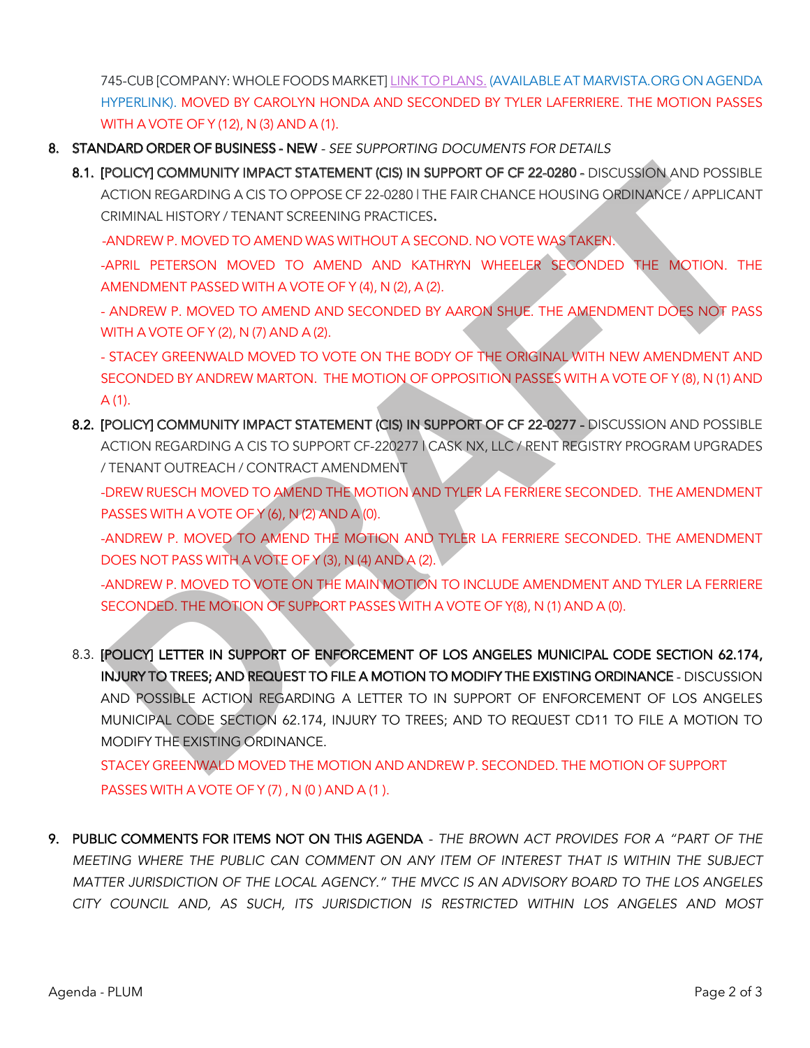745-CUB [COMPANY: WHOLE FOODS MARKET] LINK TO PLANS. (AVAILABLE AT MARVISTA.ORG ON AGENDA HYPERLINK). MOVED BY CAROLYN HONDA AND SECONDED BY TYLER LAFERRIERE. THE MOTION PASSES WITH A VOTE OF Y (12), N (3) AND A (1).

8. STANDARD ORDER OF BUSINESS - NEW - *SEE SUPPORTING DOCUMENTS FOR DETAILS*

8.1. [POLICY] COMMUNITY IMPACT STATEMENT (CIS) IN SUPPORT OF CF 22-0280 - DISCUSSION AND POSSIBLE ACTION REGARDING A CIS TO OPPOSE CF 22-0280 I THE FAIR CHANCE HOUSING ORDINANCE / APPLICANT CRIMINAL HISTORY / TENANT SCREENING PRACTICES.

-ANDREW P. MOVED TO AMEND WAS WITHOUT A SECOND. NO VOTE WAS TAKEN.

-APRIL PETERSON MOVED TO AMEND AND KATHRYN WHEELER SECONDED THE MOTION. THE AMENDMENT PASSED WITH A VOTE OF Y (4), N (2), A (2).

- ANDREW P. MOVED TO AMEND AND SECONDED BY AARON SHUE. THE AMENDMENT DOES NOT PASS WITH A VOTE OF Y (2), N (7) AND A (2).

- STACEY GREENWALD MOVED TO VOTE ON THE BODY OF THE ORIGINAL WITH NEW AMENDMENT AND SECONDED BY ANDREW MARTON. THE MOTION OF OPPOSITION PASSES WITH A VOTE OF Y (8), N (1) AND A (1).

8.2. [POLICY] COMMUNITY IMPACT STATEMENT (CIS) IN SUPPORT OF CF 22-0277 - DISCUSSION AND POSSIBLE ACTION REGARDING A CIS TO SUPPORT CF-220277 I CASK NX, LLC / RENT REGISTRY PROGRAM UPGRADES / TENANT OUTREACH / CONTRACT AMENDMENT

-DREW RUESCH MOVED TO AMEND THE MOTION AND TYLER LA FERRIERE SECONDED. THE AMENDMENT PASSES WITH A VOTE OF Y (6), N (2) AND A (0).

-ANDREW P. MOVED TO AMEND THE MOTION AND TYLER LA FERRIERE SECONDED. THE AMENDMENT DOES NOT PASS WITH A VOTE OF Y (3), N (4) AND A (2).

-ANDREW P. MOVED TO VOTE ON THE MAIN MOTION TO INCLUDE AMENDMENT AND TYLER LA FERRIERE SECONDED. THE MOTION OF SUPPORT PASSES WITH A VOTE OF Y(8), N (1) AND A (0).

8.3. [POLICY] LETTER IN SUPPORT OF ENFORCEMENT OF LOS ANGELES MUNICIPAL CODE SECTION 62.174, INJURY TO TREES; AND REQUEST TO FILE A MOTION TO MODIFY THE EXISTING ORDINANCE - DISCUSSION AND POSSIBLE ACTION REGARDING A LETTER TO IN SUPPORT OF ENFORCEMENT OF LOS ANGELES MUNICIPAL CODE SECTION 62.174, INJURY TO TREES; AND TO REQUEST CD11 TO FILE A MOTION TO MODIFY THE EXISTING ORDINANCE.

STACEY GREENWALD MOVED THE MOTION AND ANDREW P. SECONDED. THE MOTION OF SUPPORT PASSES WITH A VOTE OF Y (7) , N (0 ) AND A (1 ).

9. PUBLIC COMMENTS FOR ITEMS NOT ON THIS AGENDA - *THE BROWN ACT PROVIDES FOR A "PART OF THE MEETING WHERE THE PUBLIC CAN COMMENT ON ANY ITEM OF INTEREST THAT IS WITHIN THE SUBJECT MATTER JURISDICTION OF THE LOCAL AGENCY." THE MVCC IS AN ADVISORY BOARD TO THE LOS ANGELES CITY COUNCIL AND, AS SUCH, ITS JURISDICTION IS RESTRICTED WITHIN LOS ANGELES AND MOST*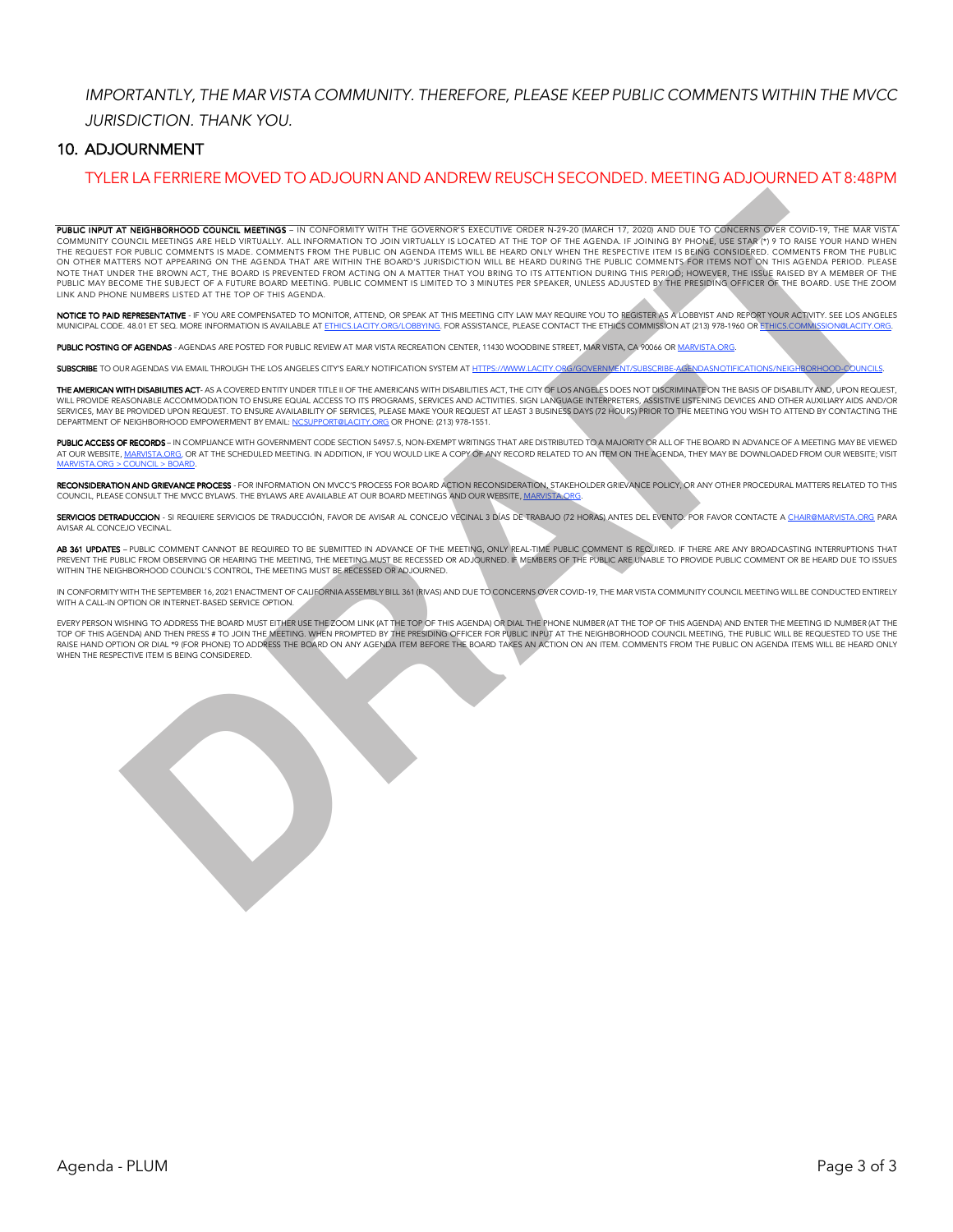*IMPORTANTLY, THE MAR VISTA COMMUNITY. THEREFORE, PLEASE KEEP PUBLIC COMMENTS WITHIN THE MVCC JURISDICTION. THANK YOU.*

## 10. ADJOURNMENT

TYLER LA FERRIERE MOVED TO ADJOURN AND ANDREW REUSCH SECONDED. MEETING ADJOURNED AT 8:48PM

**PUBLIC INPUT AT NEIGHBORHOOD COUNCIL MEETINGS** – IN CONFORMITY WITH THE GOVERNOR'S EXECUTIVE ORDER N-29-20 (MARCH 17, 2020) AND DUE TO CONCERNS OVER COVID-19, THE MAR VISTA COMMUNITY COUNCIL MEETINGS ARE HELD VIRTUALLY. ALL INFORMATION TO JOIN VIRTUALLY IS LOCATED AT THE TOP OF THE AGENDA. IF JOINING BY PHONE, USE STAR (*) 9 TO RAISE YOUR HAND WHEN THE REQUEST FOR PUBLIC COMMENTS IS MADE. COMMENTS FROM THE PUBLIC ON AGENDA ITEMS WILL BE HEARD ONLY WHEN THE RESPECTIVE ITEM IS BEING CONSIDERED. COMMENTS FROM THE PUBLIC ON OTHER MATTERS NOT APPEARING ON THE AGENDA THAT ARE WITHIN THE BOARD'S JURISDICTION WILL BE HEARD DURING THE PUBLIC COMMENTS FOR ITEMS NOT ON THIS AGENDA PERIOD. PLEASE NOTE THAT UNDER THE BROWN ACT, THE BOARD IS PREVENTED FROM ACTING ON A MATTER THAT YOU BRING TO ITS ATTENTION DURING THIS PERIOD; HOWEVER, THE ISSUE RAISED BY A MEMBER OF THE PUBLIC MAY BECOME THE SUBJECT OF A FUTURE BOARD MEETING. PUBLIC COMMENT IS LIMITED TO 3 MINUTES PER SPEAKER, UNLESS ADJUSTED BY THE PRESIDING OFFICER OF THE BOARD. USE THE ZOOM LINK AND PHONE NUMBERS LISTED AT THE TOP OF THIS AGENDA.

**NOTICE TO PAID REPRESENTATIVE** - IF YOU ARE COMPENSATED TO MONITOR, ATTEND, OR SPEAK AT THIS MEETING CITY LAW MAY REQUIRE YOU TO REGISTER AS A LOBBYIST AND REPORT YOUR ACTIVITY. SEE LOS ANGELES MUNICIPAL CODE. 48.01 ET SEQ. MORE INFORMATION IS AVAILABLE AT ETHICS.LACITY.ORG/LOBBYING. FOR ASSISTANCE, PLEASE CONTACT THE ETHICS COMMISSION AT (213) 978-1960 OR ETHICS.COMMISSION@LACITY.ORG.

**PUBLIC POSTING OF AGENDAS** - AGENDAS ARE POSTED FOR PUBLIC REVIEW AT MAR VISTA RECREATION CENTER, 11430 WOODBINE STREET, MAR VISTA, CA 90066 OR MARVISTA.ORG.

**SUBSCRIBE** TO OUR AGENDAS VIA EMAIL THROUGH THE LOS ANGELES CITY'S EARLY NOTIFICATION SYSTEM AT HTTPS://WWW.LACITY.ORG/GOVERNMENT/SUBSCRIBE-AGENDASNOTIFICATIONS/NEIGHBORHOOD-COUNCILS.

**THE AMERICAN WITH DISABILITIES ACT**- AS A COVERED ENTITY UNDER TITLE II OF THE AMERICANS WITH DISABILITIES ACT, THE CITY OF LOS ANGELES DOES NOT DISCRIMINATE ON THE BASIS OF DISABILITY AND, UPON REQUEST, WILL PROVIDE REASONABLE ACCOMMODATION TO ENSURE EQUAL ACCESS TO ITS PROGRAMS, SERVICES AND ACTIVITIES. SIGN LANGUAGE INTERPRETERS, ASSISTIVE LISTENING DEVICES AND OTHER AUXILIARY AIDS AND/OR SERVICES, MAY BE PROVIDED UPON REQUEST. TO ENSURE AVAILABILITY OF SERVICES, PLEASE MAKE YOUR REQUEST AT LEAST 3 BUSINESS DAYS (72 HOURS) PRIOR TO THE MEETING YOU WISH TO ATTEND BY CONTACTING THE DEPARTMENT OF NEIGHBORHOOD EMPOWERMENT BY EMAIL: NCSUPPORT@LACITY.ORG OR PHONE: (213) 978-1551.

**PUBLIC ACCESS OF RECORDS** – IN COMPLIANCE WITH GOVERNMENT CODE SECTION 54957.5, NON-EXEMPT WRITINGS THAT ARE DISTRIBUTED TO A MAJORITY OR ALL OF THE BOARD IN ADVANCE OF A MEETING MAY BE VIEWED AT OUR WEBSITE, MARVISTA.ORG, OR AT THE SCHEDULED MEETING. IN ADDITION, IF YOU WOULD LIKE A COPY OF ANY RECORD RELATED TO AN ITEM ON THE AGENDA, THEY MAY BE DOWNLOADED FROM OUR WEBSITE; VISIT MARVISTA.ORG > COUNCIL > BOARD.

**RECONSIDERATION AND GRIEVANCE PROCESS** - FOR INFORMATION ON MVCC'S PROCESS FOR BOARD ACTION RECONSIDERATION, STAKEHOLDER GRIEVANCE POLICY, OR ANY OTHER PROCEDURAL MATTERS RELATED TO THIS COUNCIL, PLEASE CONSULT THE MVCC BYLAWS. THE BYLAWS ARE AVAILABLE AT OUR BOARD MEETINGS AND OUR WEBSITE, MARVISTA.ORG.

**SERVICIOS DETRADUCCION** - SI REQUIERE SERVICIOS DE TRADUCCIÓN, FAVOR DE AVISAR AL CONCEJO VECINAL 3 DÍAS DE TRABAJO (72 HORAS) ANTES DEL EVENTO. POR FAVOR CONTACTE A CHAIR@MARVISTA.ORG PARA AVISAR AL CONCEJO VECINAL.

**AB 361 UPDATES** – PUBLIC COMMENT CANNOT BE REQUIRED TO BE SUBMITTED IN ADVANCE OF THE MEETING, ONLY REAL-TIME PUBLIC COMMENT IS REQUIRED. IF THERE ARE ANY BROADCASTING INTERRUPTIONS THAT PREVENT THE PUBLIC FROM OBSERVING OR HEARING THE MEETING, THE MEETING MUST BE RECESSED OR ADJOURNED. IF MEMBERS OF THE PUBLIC ARE UNABLE TO PROVIDE PUBLIC COMMENT OR BE HEARD DUE TO ISSUES WITHIN THE NEIGHBORHOOD COUNCIL'S CONTROL, THE MEETING MUST BE RECESSED OR ADJOURNED.

IN CONFORMITY WITH THE SEPTEMBER 16, 2021 ENACTMENT OF CALIFORNIA ASSEMBLY BILL 361 (RIVAS) AND DUE TO CONCERNS OVER COVID-19, THE MAR VISTA COMMUNITY COUNCIL MEETING WILL BE CONDUCTED ENTIRELY WITH A CALL-IN OPTION OR INTERNET-BASED SERVICE OPTION.

EVERY PERSON WISHING TO ADDRESS THE BOARD MUST EITHER USE THE ZOOM LINK (AT THE TOP OF THIS AGENDA) OR DIAL THE PHONE NUMBER (AT THE TOP OF THIS AGENDA) AND ENTER THE MEETING ID NUMBER (AT THE TOP OF THIS AGENDA) AND THEN PRESS # TO JOIN THE MEETING. WHEN PROMPTED BY THE PRESIDING OFFICER FOR PUBLIC INPUT AT THE NEIGHBORHOOD COUNCIL MEETING, THE PUBLIC WILL BE REQUESTED TO USE THE RAISE HAND OPTION OR DIAL *9 (FOR PHONE) TO ADDRESS THE BOARD ON ANY AGENDA ITEM BEFORE THE BOARD TAKES AN ACTION ON AN ITEM. COMMENTS FROM THE PUBLIC ON AGENDA ITEMS WILL BE HEARD ONLY WHEN THE RESPECTIVE ITEM IS BEING CONSIDERED.